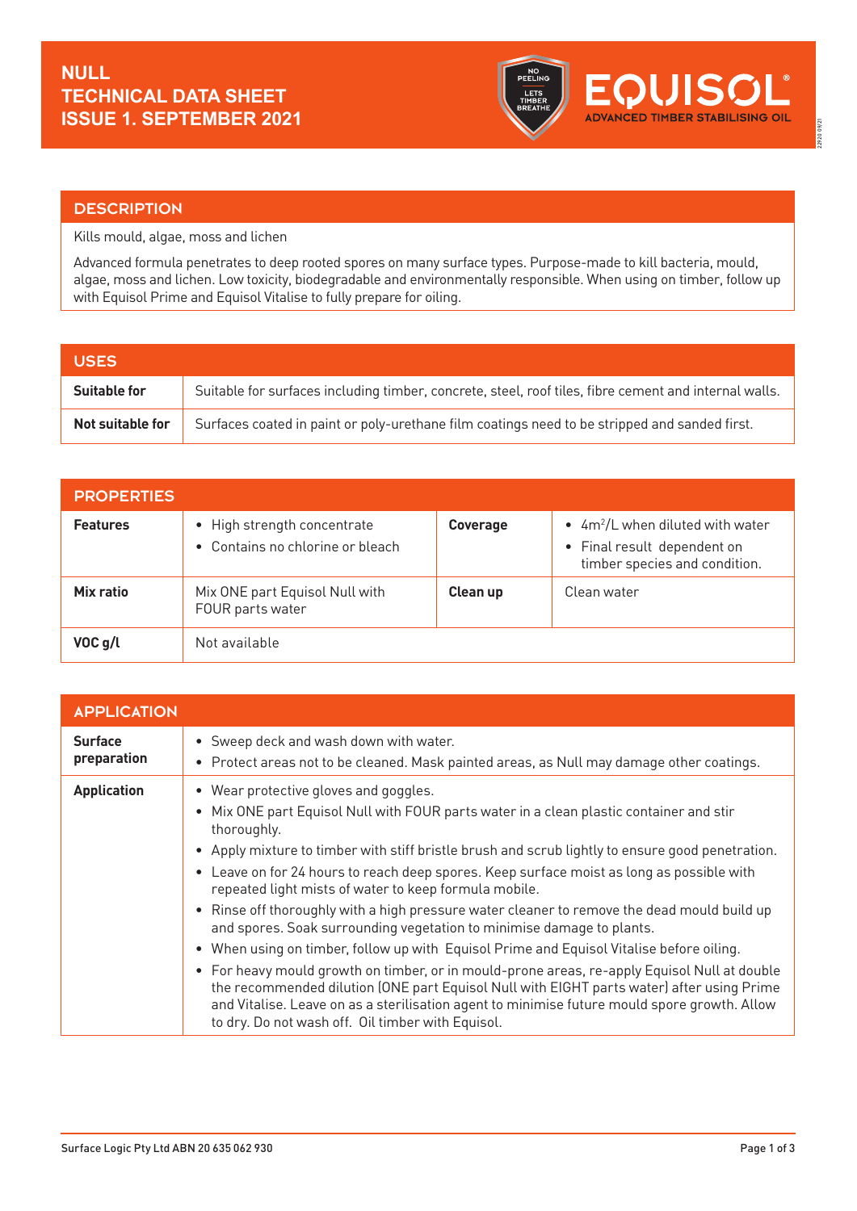# NULL
# TECHNICAL DATA SHEET
# ISSUE 1. SEPTEMBER 2021

EQUISOL® ADVANCED TIMBER STABILISING OIL

## DESCRIPTION

Kills mould, algae, moss and lichen

Advanced formula penetrates to deep rooted spores on many surface types. Purpose-made to kill bacteria, mould, algae, moss and lichen. Low toxicity, biodegradable and environmentally responsible. When using on timber, follow up with Equisol Prime and Equisol Vitalise to fully prepare for oiling.

## USES

| | |
|---|---|
| **Suitable for** | Suitable for surfaces including timber, concrete, steel, roof tiles, fibre cement and internal walls. |
| **Not suitable for** | Surfaces coated in paint or poly-urethane film coatings need to be stripped and sanded first. |

## PROPERTIES

| | | | |
|---|---|---|---|
| **Features** | • High strength concentrate<br>• Contains no chlorine or bleach | **Coverage** | • 4m²/L when diluted with water<br>• Final result dependent on timber species and condition. |
| **Mix ratio** | Mix ONE part Equisol Null with FOUR parts water | **Clean up** | Clean water |
| **VOC g/l** | Not available | | |

## APPLICATION

| | |
|---|---|
| **Surface preparation** | • Sweep deck and wash down with water.<br>• Protect areas not to be cleaned. Mask painted areas, as Null may damage other coatings. |
| **Application** | • Wear protective gloves and goggles.<br>• Mix ONE part Equisol Null with FOUR parts water in a clean plastic container and stir thoroughly.<br>• Apply mixture to timber with stiff bristle brush and scrub lightly to ensure good penetration.<br>• Leave on for 24 hours to reach deep spores. Keep surface moist as long as possible with repeated light mists of water to keep formula mobile.<br>• Rinse off thoroughly with a high pressure water cleaner to remove the dead mould build up and spores. Soak surrounding vegetation to minimise damage to plants.<br>• When using on timber, follow up with Equisol Prime and Equisol Vitalise before oiling.<br>• For heavy mould growth on timber, or in mould-prone areas, re-apply Equisol Null at double the recommended dilution (ONE part Equisol Null with EIGHT parts water) after using Prime and Vitalise. Leave on as a sterilisation agent to minimise future mould spore growth. Allow to dry. Do not wash off. Oil timber with Equisol. |

Surface Logic Pty Ltd ABN 20 635 062 930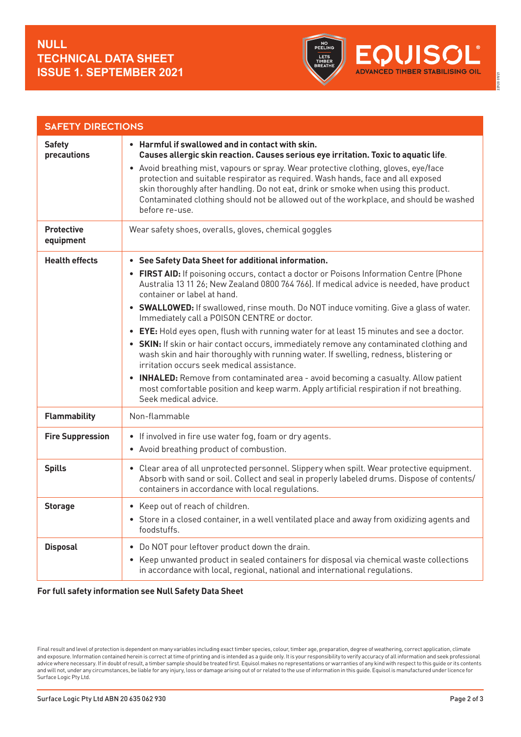# NULL
# TECHNICAL DATA SHEET
# ISSUE 1. SEPTEMBER 2021

## SAFETY DIRECTIONS

| | |
|---|---|
| **Safety precautions** | • **Harmful if swallowed and in contact with skin. Causes allergic skin reaction. Causes serious eye irritation. Toxic to aquatic life**.<br>• Avoid breathing mist, vapours or spray. Wear protective clothing, gloves, eye/face protection and suitable respirator as required. Wash hands, face and all exposed skin thoroughly after handling. Do not eat, drink or smoke when using this product. Contaminated clothing should not be allowed out of the workplace, and should be washed before re-use. |
| **Protective equipment** | Wear safety shoes, overalls, gloves, chemical goggles |
| **Health effects** | • **See Safety Data Sheet for additional information.**<br>• **FIRST AID:** If poisoning occurs, contact a doctor or Poisons Information Centre (Phone Australia 13 11 26; New Zealand 0800 764 766). If medical advice is needed, have product container or label at hand.<br>• **SWALLOWED:** If swallowed, rinse mouth. Do NOT induce vomiting. Give a glass of water. Immediately call a POISON CENTRE or doctor.<br>• **EYE:** Hold eyes open, flush with running water for at least 15 minutes and see a doctor.<br>• **SKIN:** If skin or hair contact occurs, immediately remove any contaminated clothing and wash skin and hair thoroughly with running water. If swelling, redness, blistering or irritation occurs seek medical assistance.<br>• **INHALED:** Remove from contaminated area - avoid becoming a casualty. Allow patient most comfortable position and keep warm. Apply artificial respiration if not breathing. Seek medical advice. |
| **Flammability** | Non-flammable |
| **Fire Suppression** | • If involved in fire use water fog, foam or dry agents.<br>• Avoid breathing product of combustion. |
| **Spills** | • Clear area of all unprotected personnel. Slippery when spilt. Wear protective equipment. Absorb with sand or soil. Collect and seal in properly labeled drums. Dispose of contents/containers in accordance with local regulations. |
| **Storage** | • Keep out of reach of children.<br>• Store in a closed container, in a well ventilated place and away from oxidizing agents and foodstuffs. |
| **Disposal** | • Do NOT pour leftover product down the drain.<br>• Keep unwanted product in sealed containers for disposal via chemical waste collections in accordance with local, regional, national and international regulations. |

**For full safety information see Null Safety Data Sheet**

Final result and level of protection is dependent on many variables including exact timber species, colour, timber age, preparation, degree of weathering, correct application, climate and exposure. Information contained herein is correct at time of printing and is intended as a guide only. It is your responsibility to verify accuracy of all information and seek professional advice where necessary. If in doubt of result, a timber sample should be treated first. Equisol makes no representations or warranties of any kind with respect to this guide or its contents and will not, under any circumstances, be liable for any injury, loss or damage arising out of or related to the use of information in this guide. Equisol is manufactured under licence for Surface Logic Pty Ltd.

Surface Logic Pty Ltd ABN 20 635 062 930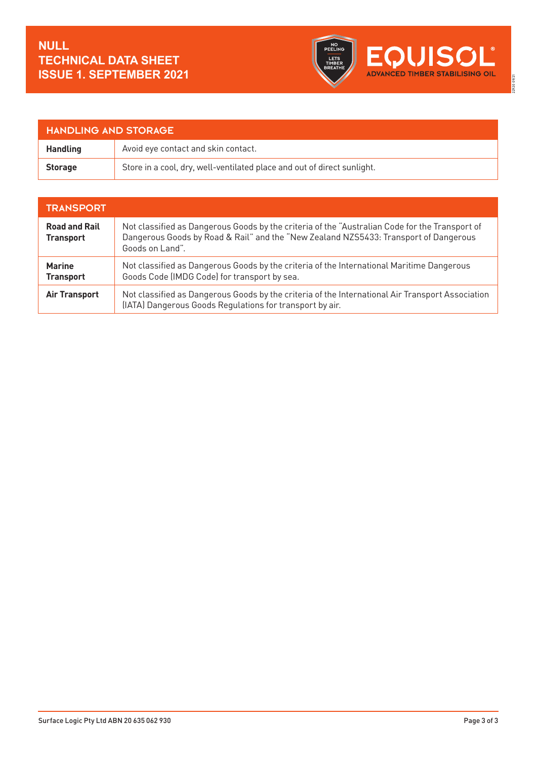# NULL
# TECHNICAL DATA SHEET
# ISSUE 1. SEPTEMBER 2021

| HANDLING AND STORAGE | |
| --- | --- |
| **Handling** | Avoid eye contact and skin contact. |
| **Storage** | Store in a cool, dry, well-ventilated place and out of direct sunlight. |

| TRANSPORT | |
| --- | --- |
| **Road and Rail Transport** | Not classified as Dangerous Goods by the criteria of the "Australian Code for the Transport of Dangerous Goods by Road & Rail" and the "New Zealand NZS5433: Transport of Dangerous Goods on Land". |
| **Marine Transport** | Not classified as Dangerous Goods by the criteria of the International Maritime Dangerous Goods Code (IMDG Code) for transport by sea. |
| **Air Transport** | Not classified as Dangerous Goods by the criteria of the International Air Transport Association (IATA) Dangerous Goods Regulations for transport by air. |

Surface Logic Pty Ltd ABN 20 635 062 930